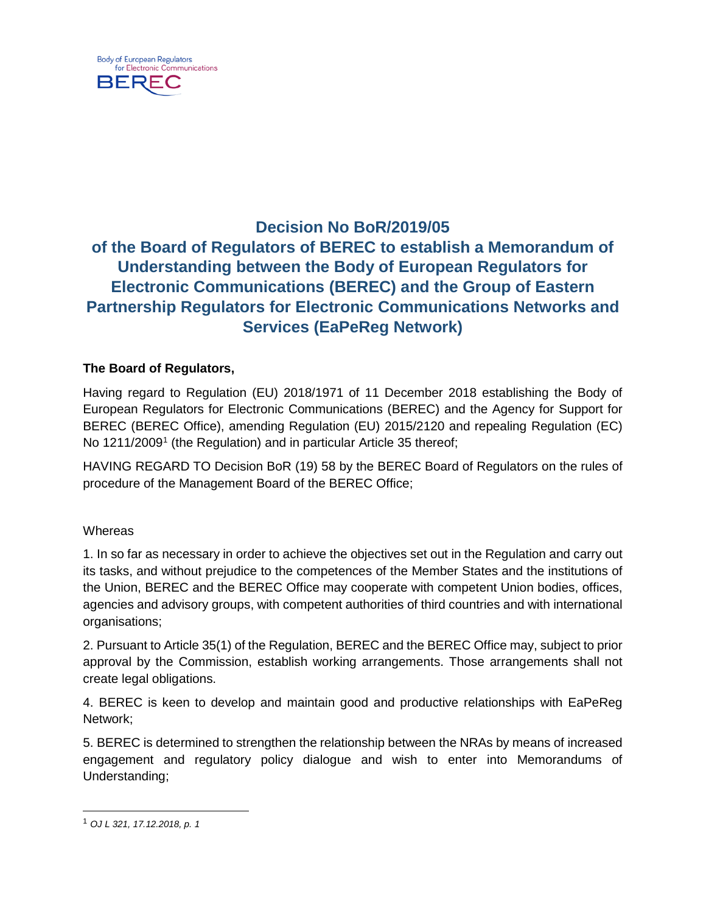# Decision No BoR/2019/05 of the Board of Regulators of BEREC to establish a Memorandum of Understanding between the Body of European Regulators for Electronic Communications (BEREC) and the Group of Eastern Partnership Regulators for Electronic Communications Networks and Services (EaPeReg Network)

**The Board of Regulators,**

Having regard to Regulation (EU) 2018/1971 of 11 December 2018 establishing the Body of European Regulators for Electronic Communications (BEREC) and the Agency for Support for BEREC (BEREC Office), amending Regulation (EU) 2015/2120 and repealing Regulation (EC) No 1211/2009[1] (the Regulation) and in particular Article 35 thereof;

HAVING REGARD TO Decision BoR (19) 58 by the BEREC Board of Regulators on the rules of procedure of the Management Board of the BEREC Office;

Whereas

1. In so far as necessary in order to achieve the objectives set out in the Regulation and carry out its tasks, and without prejudice to the competences of the Member States and the institutions of the Union, BEREC and the BEREC Office may cooperate with competent Union bodies, offices, agencies and advisory groups, with competent authorities of third countries and with international organisations;

2. Pursuant to Article 35(1) of the Regulation, BEREC and the BEREC Office may, subject to prior approval by the Commission, establish working arrangements. Those arrangements shall not create legal obligations.

4. BEREC is keen to develop and maintain good and productive relationships with EaPeReg Network;

5. BEREC is determined to strengthen the relationship between the NRAs by means of increased engagement and regulatory policy dialogue and wish to enter into Memorandums of Understanding;

[1] *OJ L 321, 17.12.2018, p. 1*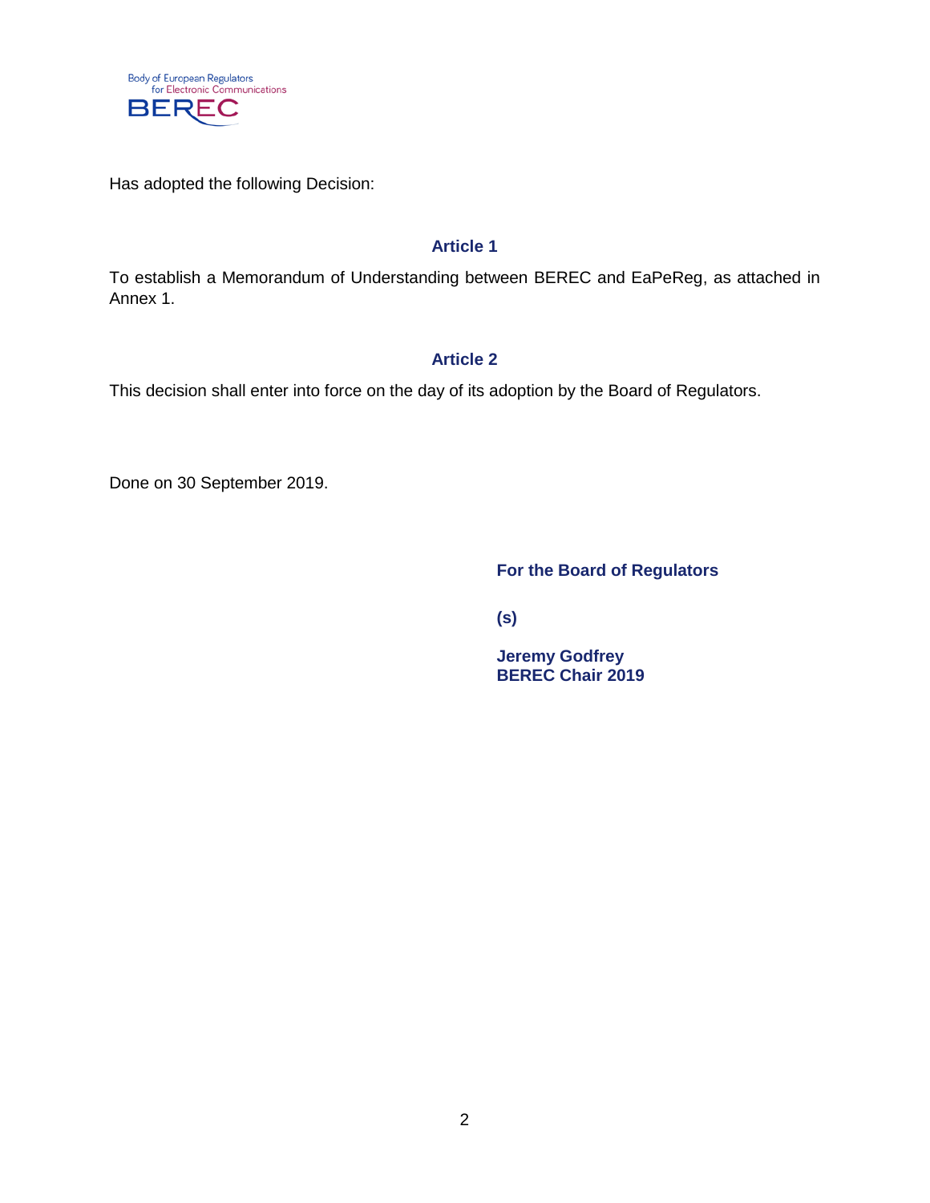Has adopted the following Decision:

## Article 1

To establish a Memorandum of Understanding between BEREC and EaPeReg, as attached in Annex 1.

## Article 2

This decision shall enter into force on the day of its adoption by the Board of Regulators.

Done on 30 September 2019.

**For the Board of Regulators**

**(s)**

**Jeremy Godfrey**
**BEREC Chair 2019**